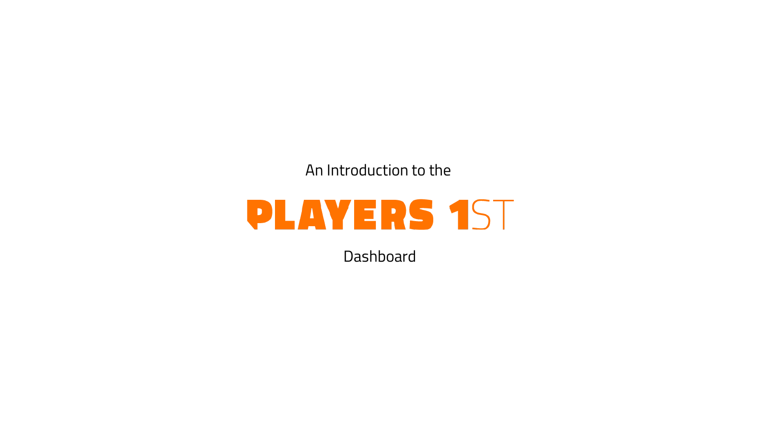An Introduction to the

# PLAYERS 1ST

Dashboard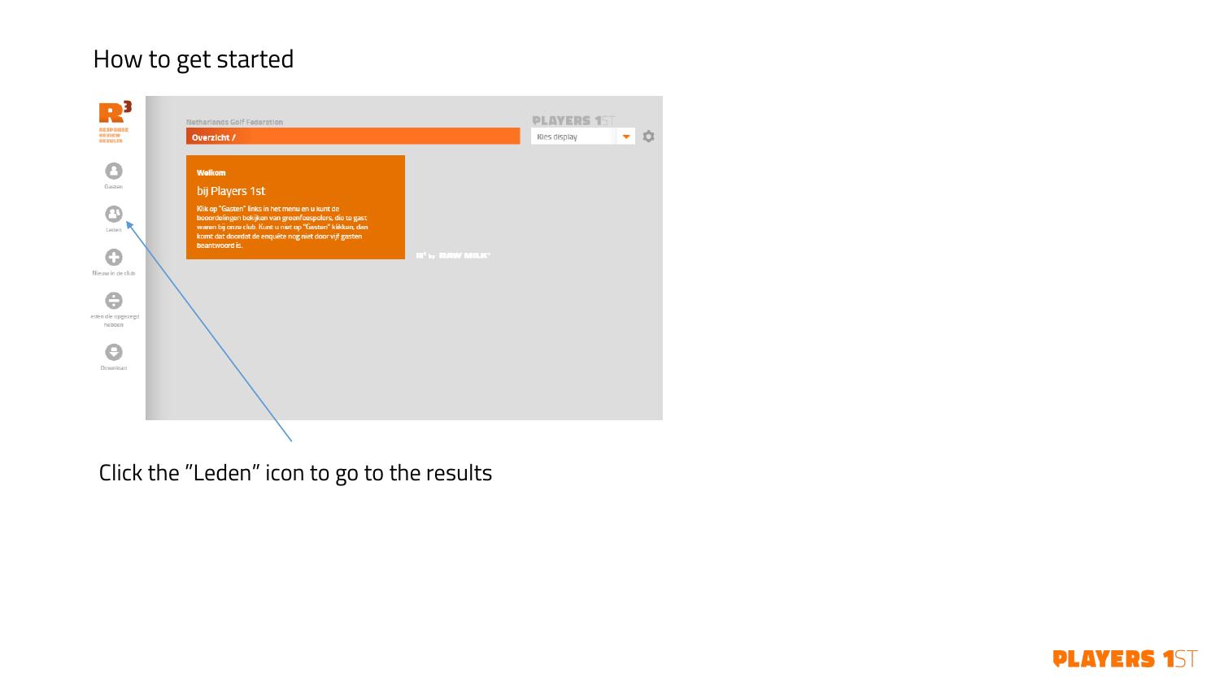# How to get started

Click the "Leden" icon to go to the results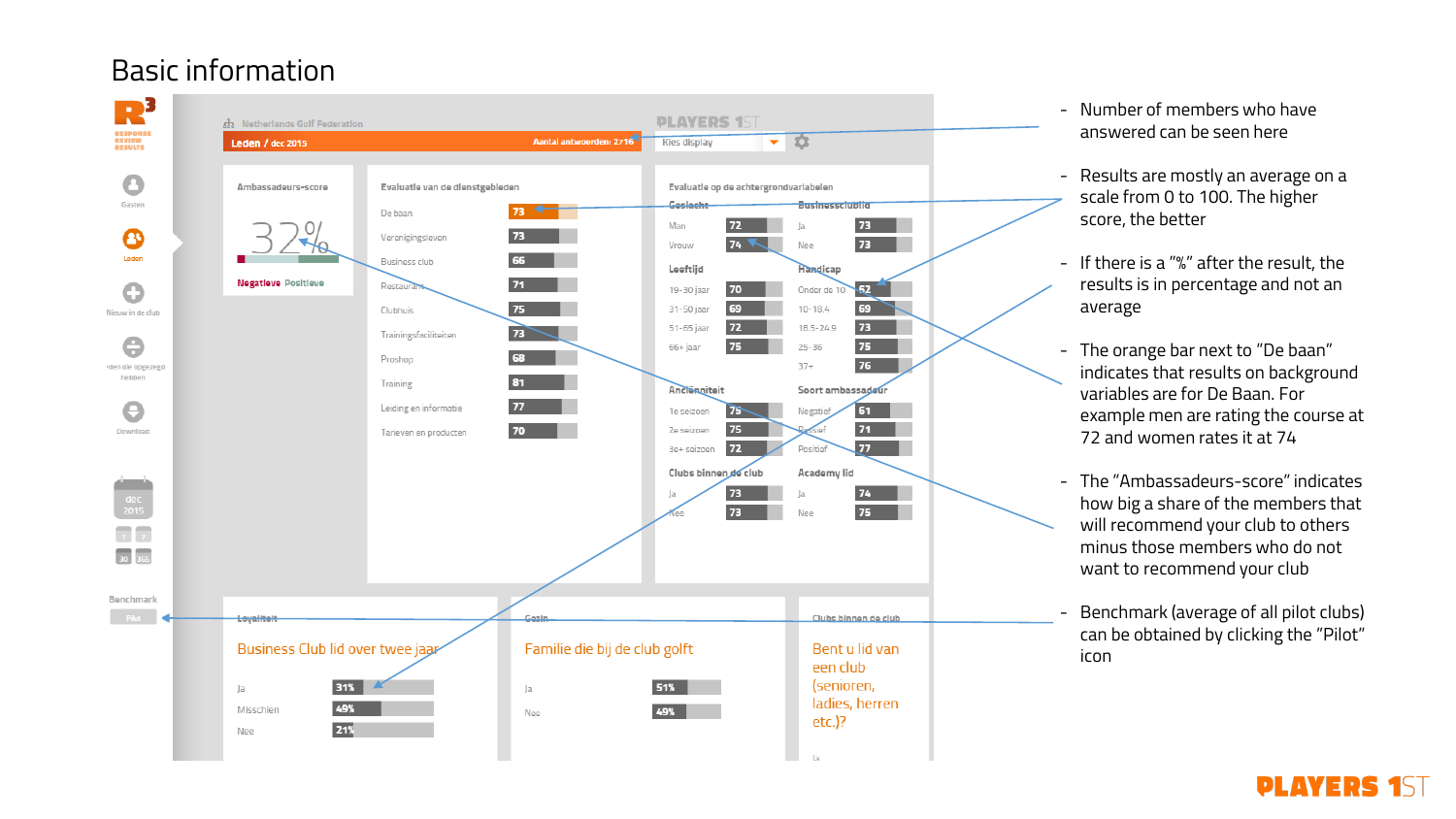# Basic information

- Number of members who have answered can be seen here
- Results are mostly an average on a scale from 0 to 100. The higher score, the better
- If there is a "%" after the result, the results is in percentage and not an average
- The orange bar next to "De baan" indicates that results on background variables are for De Baan. For example men are rating the course at 72 and women rates it at 74
- The "Ambassadeurs-score" indicates how big a share of the members that will recommend your club to others minus those members who do not want to recommend your club
- Benchmark (average of all pilot clubs) can be obtained by clicking the "Pilot" icon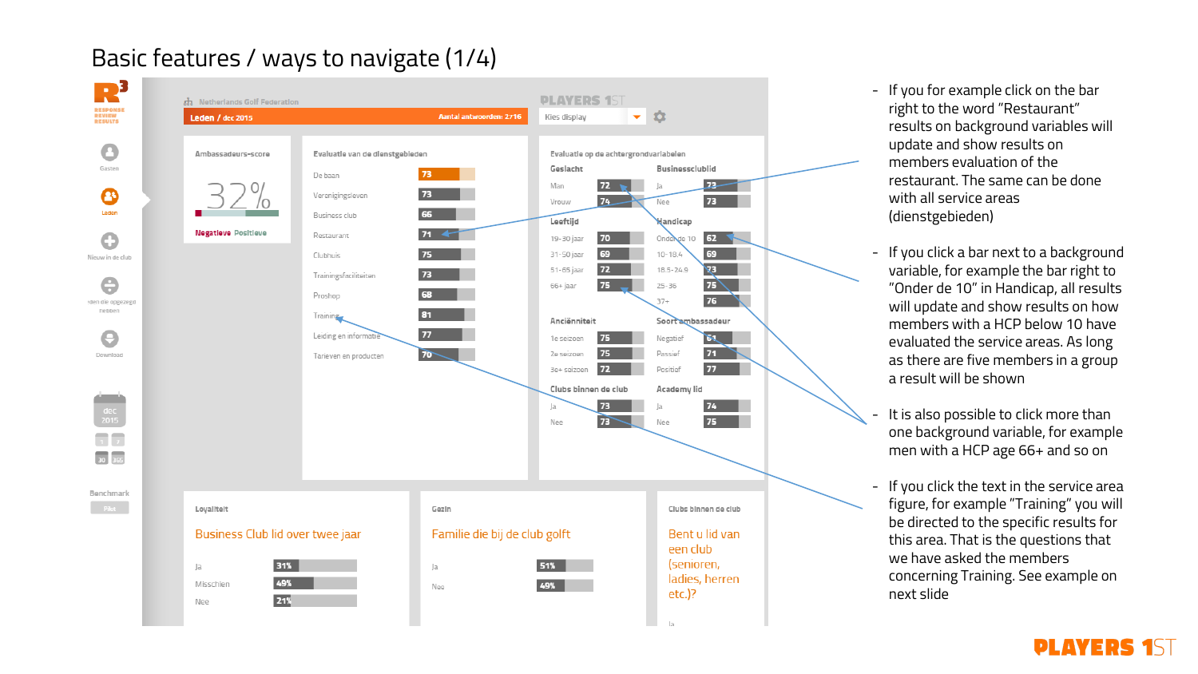# Basic features / ways to navigate (1/4)

Netherlands Golf Federation

**Leden / dec 2015** — Aantal antwoorden: 2716

PLAYERS 1ST — Kies display

**Ambassadeurs-score**

32%

Negatieve Positieve

**Evaluatie van de dienstgebieden**

| Dienstgebied | Score |
|---|---|
| De baan | 73 |
| Verenigingsleven | 73 |
| Business club | 66 |
| Restaurant | 71 |
| Clubhuis | 75 |
| Trainingsfaciliteiten | 73 |
| Proshop | 68 |
| Training | 81 |
| Leiding en informatie | 77 |
| Tarieven en producten | 70 |

**Evaluatie op de achtergrondvariabelen**

| Geslacht | | Businessclublid | |
|---|---|---|---|
| Man | 72 | Ja | 73 |
| Vrouw | 74 | Nee | 73 |

| Leeftijd | | Handicap | |
|---|---|---|---|
| 19-30 jaar | 70 | Onder de 10 | 62 |
| 31-50 jaar | 69 | 10-18.4 | 69 |
| 51-65 jaar | 72 | 18.5-24.9 | 73 |
| 66+ jaar | 75 | 25-36 | 75 |
| | | 37+ | 76 |

| Anciënniteit | | Soort ambassadeur | |
|---|---|---|---|
| 1e seizoen | 75 | Negatief | 61 |
| 2e seizoen | 75 | Passief | 71 |
| 3e+ seizoen | 72 | Positief | 77 |

| Clubs binnen de club | | Academy lid | |
|---|---|---|---|
| Ja | 73 | Ja | 74 |
| Nee | 73 | Nee | 75 |

**Loyaliteit** — Business Club lid over twee jaar

| | |
|---|---|
| Ja | 31% |
| Misschien | 49% |
| Nee | 21% |

**Gezin** — Familie die bij de club golft

| | |
|---|---|
| Ja | 51% |
| Nee | 49% |

**Clubs binnen de club** — Bent u lid van een club (senioren, ladies, herren etc.)?

- If you for example click on the bar right to the word "Restaurant" results on background variables will update and show results on members evaluation of the restaurant. The same can be done with all service areas (dienstgebieden)
- If you click a bar next to a background variable, for example the bar right to "Onder de 10" in Handicap, all results will update and show results on how members with a HCP below 10 have evaluated the service areas. As long as there are five members in a group a result will be shown
- It is also possible to click more than one background variable, for example men with a HCP age 66+ and so on
- If you click the text in the service area figure, for example "Training" you will be directed to the specific results for this area. That is the questions that we have asked the members concerning Training. See example on next slide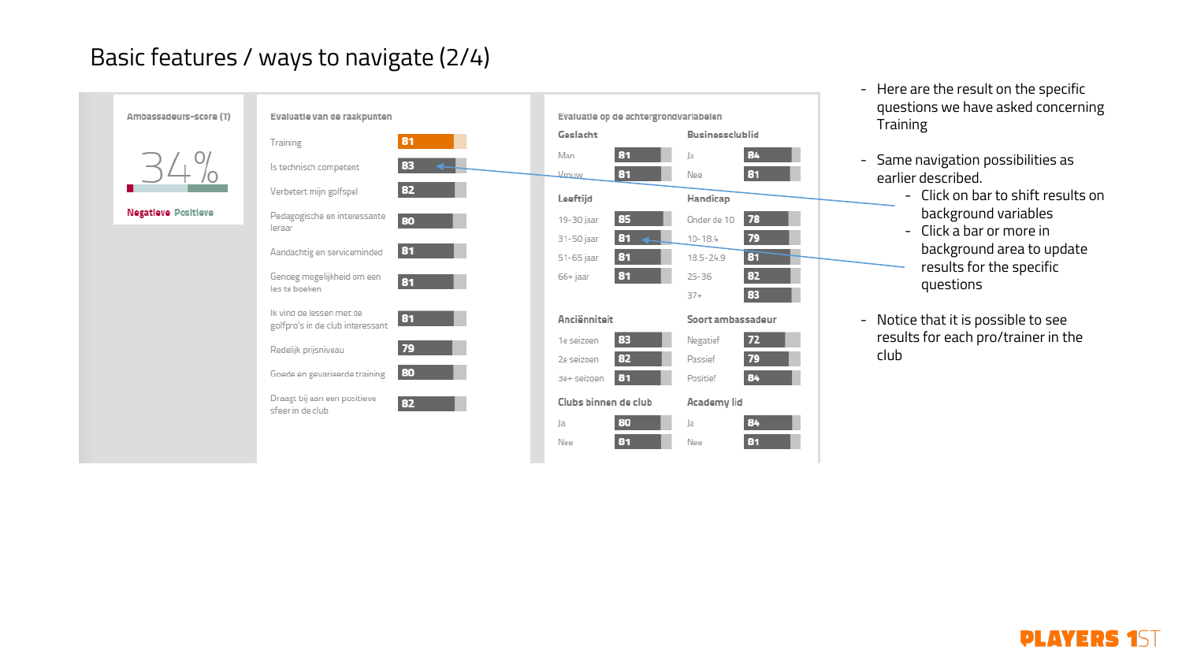# Basic features / ways to navigate (2/4)

**Ambassadeurs-score (T)**

34%

Negatieve Positieve

**Evaluatie van de raakpunten**

| Raakpunt | Score |
|---|---|
| Training | 81 |
| Is technisch competent | 83 |
| Verbetert mijn golfspel | 82 |
| Pedagogische en interessante leraar | 80 |
| Aandachtig en serviceminded | 81 |
| Genoeg mogelijkheid om een les te boeken | 81 |
| Ik vind de lessen met de golfpro's in de club interessant | 81 |
| Redelijk prijsniveau | 79 |
| Goede en gevarieerde training | 80 |
| Draagt bij aan een positieve sfeer in de club | 82 |

**Evaluatie op de achtergrondvariabelen**

| Geslacht | | Businessclublid | |
|---|---|---|---|
| Man | 81 | Ja | 84 |
| Vrouw | 81 | Nee | 81 |

| Leeftijd | | Handicap | |
|---|---|---|---|
| 19-30 jaar | 85 | Onder de 10 | 78 |
| 31-50 jaar | 81 | 10-18.4 | 79 |
| 51-65 jaar | 81 | 18.5-24.9 | 81 |
| 66+ jaar | 81 | 25-36 | 82 |
| | | 37+ | 83 |

| Anciënniteit | | Soort ambassadeur | |
|---|---|---|---|
| 1e seizoen | 83 | Negatief | 72 |
| 2e seizoen | 82 | Passief | 79 |
| 3e+ seizoen | 81 | Positief | 84 |

| Clubs binnen de club | | Academy lid | |
|---|---|---|---|
| Ja | 80 | Ja | 84 |
| Nee | 81 | Nee | 81 |

- Here are the result on the specific questions we have asked concerning Training
- Same navigation possibilities as earlier described.
  - Click on bar to shift results on background variables
  - Click a bar or more in background area to update results for the specific questions
- Notice that it is possible to see results for each pro/trainer in the club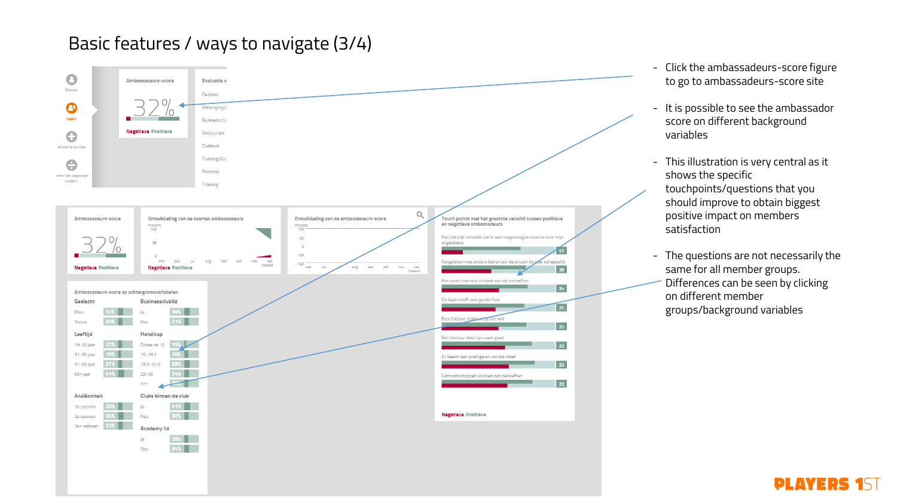# Basic features / ways to navigate (3/4)

- Click the ambassadeurs-score figure to go to ambassadeurs-score site
- It is possible to see the ambassador score on different background variables
- This illustration is very central as it shows the specific touchpoints/questions that you should improve to obtain biggest positive impact on members satisfaction
- The questions are not necessarily the same for all member groups. Differences can be seen by clicking on different member groups/background variables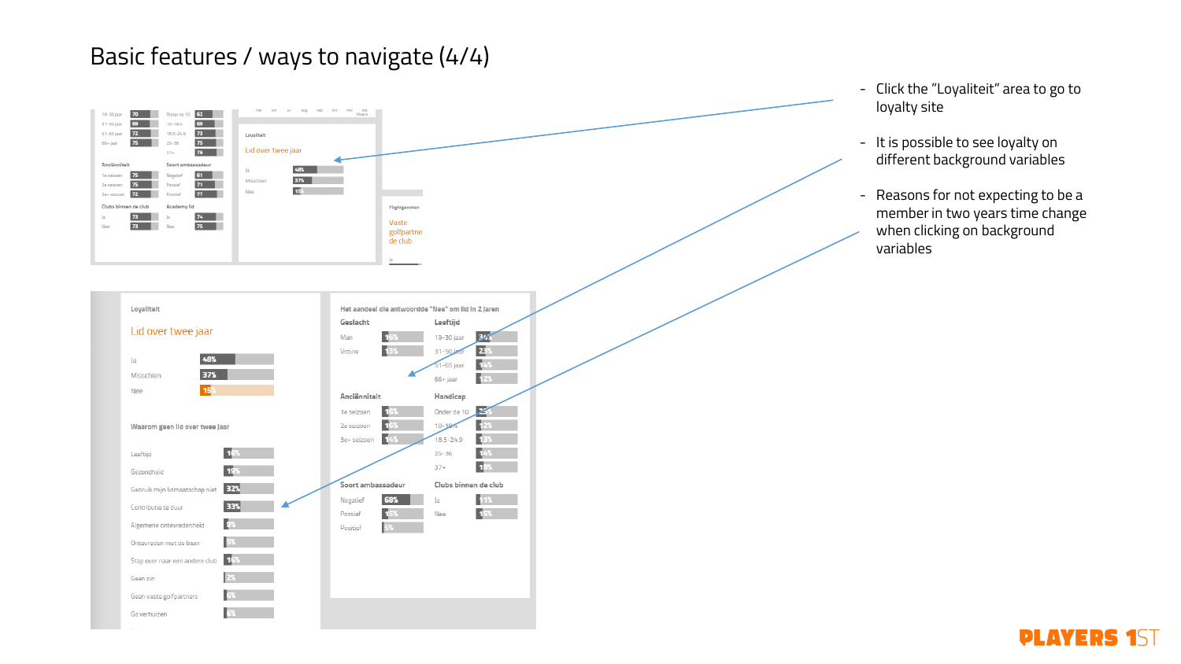# Basic features / ways to navigate (4/4)

- Click the "Loyaliteit" area to go to loyalty site
- It is possible to see loyalty on different background variables
- Reasons for not expecting to be a member in two years time change when clicking on background variables

**Loyaliteit**

Lid over twee jaar

| | |
|---|---|
| Ja | 48% |
| Misschien | 37% |
| Nee | 15% |

**Waarom geen lid over twee jaar**

| | |
|---|---|
| Leeftijd | 16% |
| Gezondheid | 19% |
| Gebruik mijn lidmaatschap niet | 32% |
| Contributie te duur | 33% |
| Algemene ontevredenheid | 9% |
| Ontevreden met de baan | 5% |
| Stap over naar een andere club | 16% |
| Geen zin | 2% |
| Geen vaste golfpartners | 6% |
| Ga verhuizen | 6% |

**Het aandeel die antwoordde "Nee" om lid in 2 jaren**

| Geslacht | |
|---|---|
| Man | 16% |
| Vrouw | 13% |

| Leeftijd | |
|---|---|
| 19-30 jaar | 34% |
| 31-50 jaar | 23% |
| 51-65 jaar | 14% |
| 66+ jaar | 12% |

| Anciënniteit | |
|---|---|
| 1e seizoen | 16% |
| 2e seizoen | 16% |
| 3e+ seizoen | 14% |

| Handicap | |
|---|---|
| Onder de 10 | 25% |
| 10-18.4 | 12% |
| 18.5-24.9 | 13% |
| 25-36 | 14% |
| 37+ | 18% |

| Soort ambassadeur | |
|---|---|
| Negatief | 68% |
| Passief | 15% |
| Positief | 5% |

| Clubs binnen de club | |
|---|---|
| Ja | 11% |
| Nee | 15% |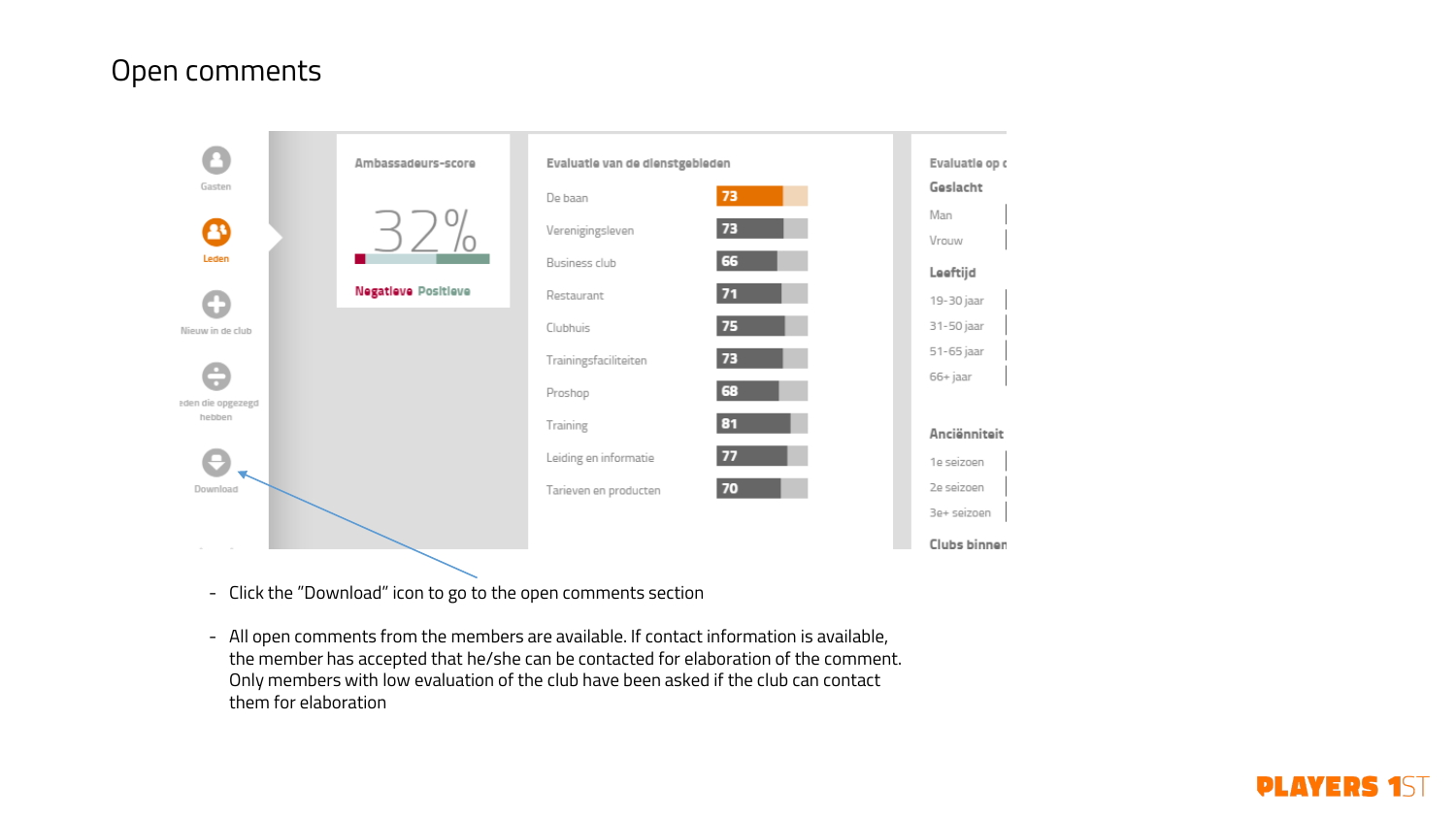# Open comments

Gasten

Leden

Nieuw in de club

Leden die opgezegd hebben

Download

Ambassadeurs-score

32%

Negatieve Positieve

Evaluatie van de dienstgebieden

De baan 73

Verenigingsleven 73

Business club 66

Restaurant 71

Clubhuis 75

Trainingsfaciliteiten 73

Proshop 68

Training 81

Leiding en informatie 77

Tarieven en producten 70

Evaluatie op c

Geslacht

Man

Vrouw

Leeftijd

19-30 jaar

31-50 jaar

51-65 jaar

66+ jaar

Anciënniteit

1e seizoen

2e seizoen

3e+ seizoen

Clubs binnen

- Click the "Download" icon to go to the open comments section
- All open comments from the members are available. If contact information is available, the member has accepted that he/she can be contacted for elaboration of the comment. Only members with low evaluation of the club have been asked if the club can contact them for elaboration

PLAYERS 1ST